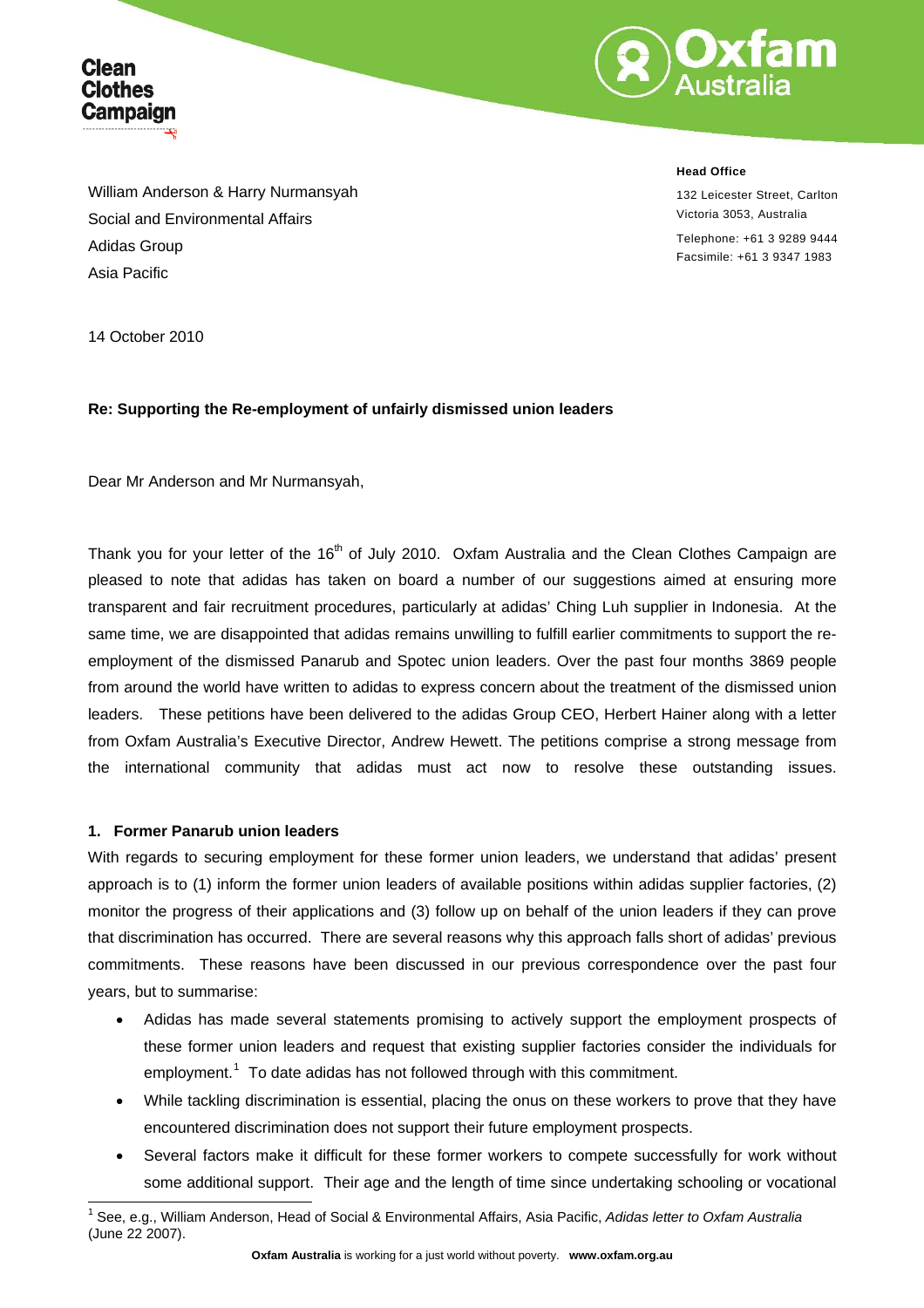Clean Clothes Campaign

Oxfam Australia

**Head Office**

132 Leicester Street, Carlton
Victoria 3053, Australia

Telephone: +61 3 9289 9444
Facsimile: +61 3 9347 1983

William Anderson & Harry Nurmansyah
Social and Environmental Affairs
Adidas Group
Asia Pacific

14 October 2010

**Re: Supporting the Re-employment of unfairly dismissed union leaders**

Dear Mr Anderson and Mr Nurmansyah,

Thank you for your letter of the 16th of July 2010. Oxfam Australia and the Clean Clothes Campaign are pleased to note that adidas has taken on board a number of our suggestions aimed at ensuring more transparent and fair recruitment procedures, particularly at adidas' Ching Luh supplier in Indonesia. At the same time, we are disappointed that adidas remains unwilling to fulfill earlier commitments to support the re-employment of the dismissed Panarub and Spotec union leaders. Over the past four months 3869 people from around the world have written to adidas to express concern about the treatment of the dismissed union leaders. These petitions have been delivered to the adidas Group CEO, Herbert Hainer along with a letter from Oxfam Australia's Executive Director, Andrew Hewett. The petitions comprise a strong message from the international community that adidas must act now to resolve these outstanding issues.

### 1. Former Panarub union leaders

With regards to securing employment for these former union leaders, we understand that adidas' present approach is to (1) inform the former union leaders of available positions within adidas supplier factories, (2) monitor the progress of their applications and (3) follow up on behalf of the union leaders if they can prove that discrimination has occurred. There are several reasons why this approach falls short of adidas' previous commitments. These reasons have been discussed in our previous correspondence over the past four years, but to summarise:

- Adidas has made several statements promising to actively support the employment prospects of these former union leaders and request that existing supplier factories consider the individuals for employment.[1] To date adidas has not followed through with this commitment.
- While tackling discrimination is essential, placing the onus on these workers to prove that they have encountered discrimination does not support their future employment prospects.
- Several factors make it difficult for these former workers to compete successfully for work without some additional support. Their age and the length of time since undertaking schooling or vocational

[1] See, e.g., William Anderson, Head of Social & Environmental Affairs, Asia Pacific, *Adidas letter to Oxfam Australia* (June 22 2007).

**Oxfam Australia** is working for a just world without poverty. **www.oxfam.org.au**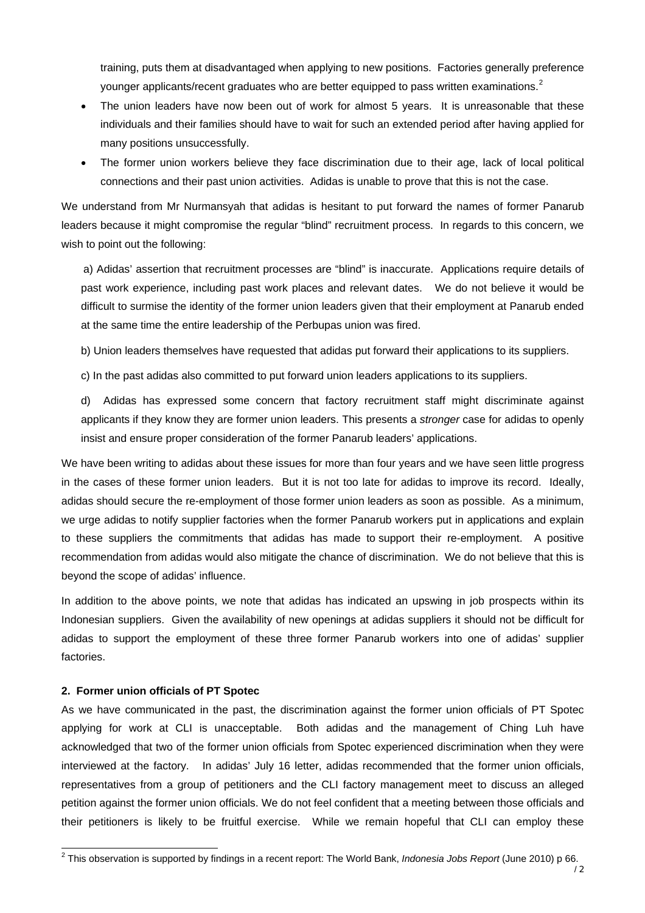training, puts them at disadvantaged when applying to new positions. Factories generally preference younger applicants/recent graduates who are better equipped to pass written examinations.[2]

- The union leaders have now been out of work for almost 5 years. It is unreasonable that these individuals and their families should have to wait for such an extended period after having applied for many positions unsuccessfully.
- The former union workers believe they face discrimination due to their age, lack of local political connections and their past union activities. Adidas is unable to prove that this is not the case.

We understand from Mr Nurmansyah that adidas is hesitant to put forward the names of former Panarub leaders because it might compromise the regular "blind" recruitment process. In regards to this concern, we wish to point out the following:

a) Adidas' assertion that recruitment processes are "blind" is inaccurate. Applications require details of past work experience, including past work places and relevant dates. We do not believe it would be difficult to surmise the identity of the former union leaders given that their employment at Panarub ended at the same time the entire leadership of the Perbupas union was fired.

b) Union leaders themselves have requested that adidas put forward their applications to its suppliers.

c) In the past adidas also committed to put forward union leaders applications to its suppliers.

d) Adidas has expressed some concern that factory recruitment staff might discriminate against applicants if they know they are former union leaders. This presents a *stronger* case for adidas to openly insist and ensure proper consideration of the former Panarub leaders' applications.

We have been writing to adidas about these issues for more than four years and we have seen little progress in the cases of these former union leaders. But it is not too late for adidas to improve its record. Ideally, adidas should secure the re-employment of those former union leaders as soon as possible. As a minimum, we urge adidas to notify supplier factories when the former Panarub workers put in applications and explain to these suppliers the commitments that adidas has made to support their re-employment. A positive recommendation from adidas would also mitigate the chance of discrimination. We do not believe that this is beyond the scope of adidas' influence.

In addition to the above points, we note that adidas has indicated an upswing in job prospects within its Indonesian suppliers. Given the availability of new openings at adidas suppliers it should not be difficult for adidas to support the employment of these three former Panarub workers into one of adidas' supplier factories.

**2. Former union officials of PT Spotec**

As we have communicated in the past, the discrimination against the former union officials of PT Spotec applying for work at CLI is unacceptable. Both adidas and the management of Ching Luh have acknowledged that two of the former union officials from Spotec experienced discrimination when they were interviewed at the factory. In adidas' July 16 letter, adidas recommended that the former union officials, representatives from a group of petitioners and the CLI factory management meet to discuss an alleged petition against the former union officials. We do not feel confident that a meeting between those officials and their petitioners is likely to be fruitful exercise. While we remain hopeful that CLI can employ these

[2] This observation is supported by findings in a recent report: The World Bank, *Indonesia Jobs Report* (June 2010) p 66.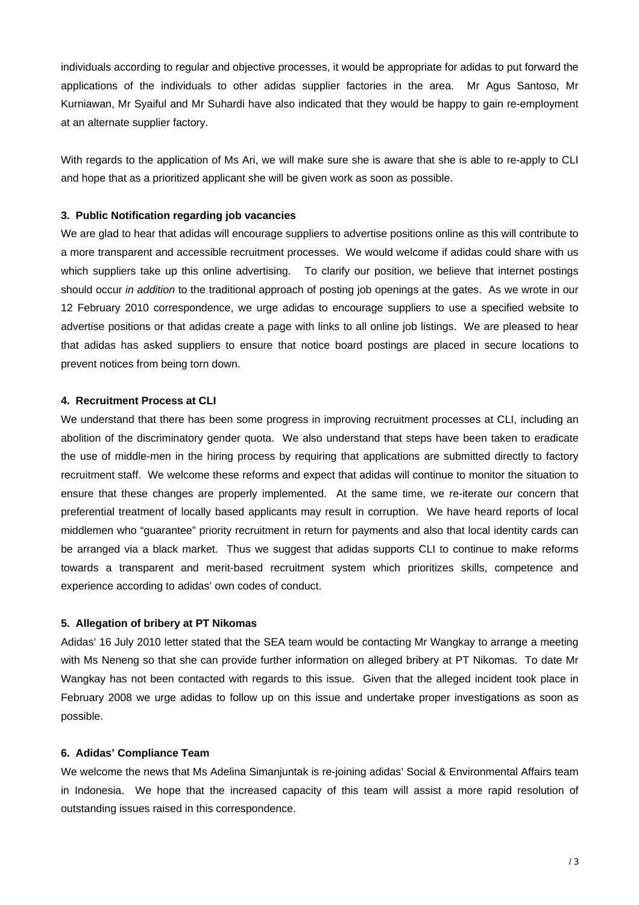individuals according to regular and objective processes, it would be appropriate for adidas to put forward the applications of the individuals to other adidas supplier factories in the area. Mr Agus Santoso, Mr Kurniawan, Mr Syaiful and Mr Suhardi have also indicated that they would be happy to gain re-employment at an alternate supplier factory.

With regards to the application of Ms Ari, we will make sure she is aware that she is able to re-apply to CLI and hope that as a prioritized applicant she will be given work as soon as possible.

**3. Public Notification regarding job vacancies**

We are glad to hear that adidas will encourage suppliers to advertise positions online as this will contribute to a more transparent and accessible recruitment processes. We would welcome if adidas could share with us which suppliers take up this online advertising. To clarify our position, we believe that internet postings should occur *in addition* to the traditional approach of posting job openings at the gates. As we wrote in our 12 February 2010 correspondence, we urge adidas to encourage suppliers to use a specified website to advertise positions or that adidas create a page with links to all online job listings. We are pleased to hear that adidas has asked suppliers to ensure that notice board postings are placed in secure locations to prevent notices from being torn down.

**4. Recruitment Process at CLI**

We understand that there has been some progress in improving recruitment processes at CLI, including an abolition of the discriminatory gender quota. We also understand that steps have been taken to eradicate the use of middle-men in the hiring process by requiring that applications are submitted directly to factory recruitment staff. We welcome these reforms and expect that adidas will continue to monitor the situation to ensure that these changes are properly implemented. At the same time, we re-iterate our concern that preferential treatment of locally based applicants may result in corruption. We have heard reports of local middlemen who "guarantee" priority recruitment in return for payments and also that local identity cards can be arranged via a black market. Thus we suggest that adidas supports CLI to continue to make reforms towards a transparent and merit-based recruitment system which prioritizes skills, competence and experience according to adidas' own codes of conduct.

**5. Allegation of bribery at PT Nikomas**

Adidas' 16 July 2010 letter stated that the SEA team would be contacting Mr Wangkay to arrange a meeting with Ms Neneng so that she can provide further information on alleged bribery at PT Nikomas. To date Mr Wangkay has not been contacted with regards to this issue. Given that the alleged incident took place in February 2008 we urge adidas to follow up on this issue and undertake proper investigations as soon as possible.

**6. Adidas' Compliance Team**

We welcome the news that Ms Adelina Simanjuntak is re-joining adidas' Social & Environmental Affairs team in Indonesia. We hope that the increased capacity of this team will assist a more rapid resolution of outstanding issues raised in this correspondence.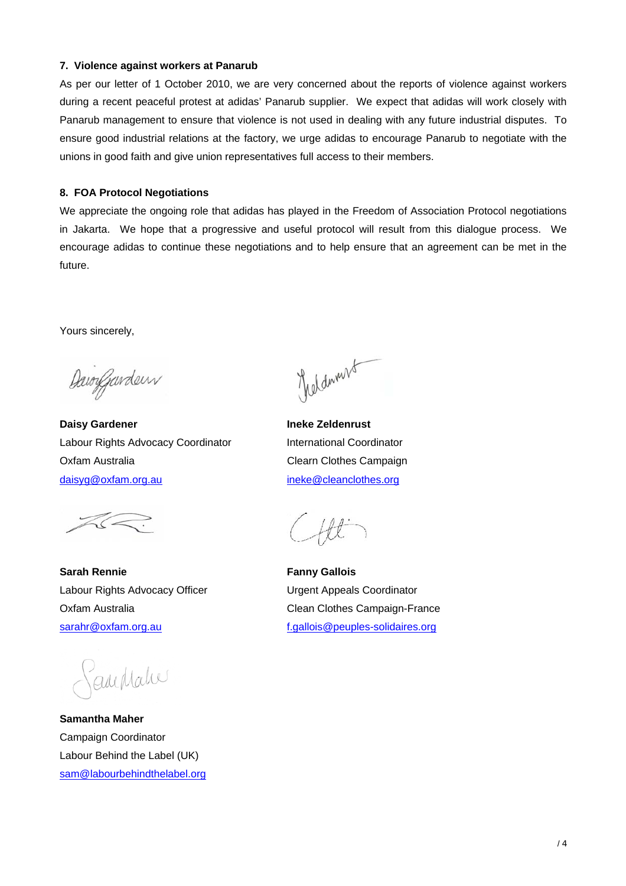**7. Violence against workers at Panarub**

As per our letter of 1 October 2010, we are very concerned about the reports of violence against workers during a recent peaceful protest at adidas' Panarub supplier. We expect that adidas will work closely with Panarub management to ensure that violence is not used in dealing with any future industrial disputes. To ensure good industrial relations at the factory, we urge adidas to encourage Panarub to negotiate with the unions in good faith and give union representatives full access to their members.

**8. FOA Protocol Negotiations**

We appreciate the ongoing role that adidas has played in the Freedom of Association Protocol negotiations in Jakarta. We hope that a progressive and useful protocol will result from this dialogue process. We encourage adidas to continue these negotiations and to help ensure that an agreement can be met in the future.

Yours sincerely,

**Daisy Gardener**
Labour Rights Advocacy Coordinator
Oxfam Australia
daisyg@oxfam.org.au

**Ineke Zeldenrust**
International Coordinator
Clearn Clothes Campaign
ineke@cleanclothes.org

**Sarah Rennie**
Labour Rights Advocacy Officer
Oxfam Australia
sarahr@oxfam.org.au

**Fanny Gallois**
Urgent Appeals Coordinator
Clean Clothes Campaign-France
f.gallois@peuples-solidaires.org

**Samantha Maher**
Campaign Coordinator
Labour Behind the Label (UK)
sam@labourbehindthelabel.org